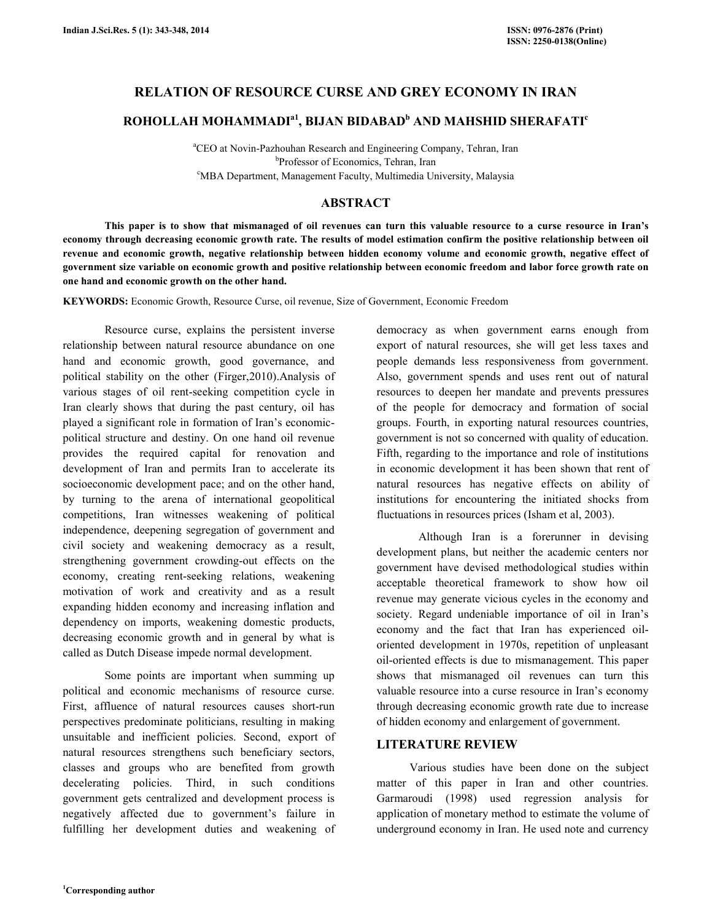# RELATION OF RESOURCE CURSE AND GREY ECONOMY IN IRAN

## ROHOLLAH MOHAMMADI[a1], BIJAN BIDABAD[b] AND MAHSHID SHERAFATI[c]

[a]CEO at Novin-Pazhouhan Research and Engineering Company, Tehran, Iran
[b]Professor of Economics, Tehran, Iran
[c]MBA Department, Management Faculty, Multimedia University, Malaysia

## ABSTRACT

**This paper is to show that mismanaged of oil revenues can turn this valuable resource to a curse resource in Iran's economy through decreasing economic growth rate. The results of model estimation confirm the positive relationship between oil revenue and economic growth, negative relationship between hidden economy volume and economic growth, negative effect of government size variable on economic growth and positive relationship between economic freedom and labor force growth rate on one hand and economic growth on the other hand.**

**KEYWORDS:** Economic Growth, Resource Curse, oil revenue, Size of Government, Economic Freedom

Resource curse, explains the persistent inverse relationship between natural resource abundance on one hand and economic growth, good governance, and political stability on the other (Firger,2010).Analysis of various stages of oil rent-seeking competition cycle in Iran clearly shows that during the past century, oil has played a significant role in formation of Iran's economic-political structure and destiny. On one hand oil revenue provides the required capital for renovation and development of Iran and permits Iran to accelerate its socioeconomic development pace; and on the other hand, by turning to the arena of international geopolitical competitions, Iran witnesses weakening of political independence, deepening segregation of government and civil society and weakening democracy as a result, strengthening government crowding-out effects on the economy, creating rent-seeking relations, weakening motivation of work and creativity and as a result expanding hidden economy and increasing inflation and dependency on imports, weakening domestic products, decreasing economic growth and in general by what is called as Dutch Disease impede normal development.

Some points are important when summing up political and economic mechanisms of resource curse. First, affluence of natural resources causes short-run perspectives predominate politicians, resulting in making unsuitable and inefficient policies. Second, export of natural resources strengthens such beneficiary sectors, classes and groups who are benefited from growth decelerating policies. Third, in such conditions government gets centralized and development process is negatively affected due to government's failure in fulfilling her development duties and weakening of democracy as when government earns enough from export of natural resources, she will get less taxes and people demands less responsiveness from government. Also, government spends and uses rent out of natural resources to deepen her mandate and prevents pressures of the people for democracy and formation of social groups. Fourth, in exporting natural resources countries, government is not so concerned with quality of education. Fifth, regarding to the importance and role of institutions in economic development it has been shown that rent of natural resources has negative effects on ability of institutions for encountering the initiated shocks from fluctuations in resources prices (Isham et al, 2003).

Although Iran is a forerunner in devising development plans, but neither the academic centers nor government have devised methodological studies within acceptable theoretical framework to show how oil revenue may generate vicious cycles in the economy and society. Regard undeniable importance of oil in Iran's economy and the fact that Iran has experienced oil-oriented development in 1970s, repetition of unpleasant oil-oriented effects is due to mismanagement. This paper shows that mismanaged oil revenues can turn this valuable resource into a curse resource in Iran's economy through decreasing economic growth rate due to increase of hidden economy and enlargement of government.

## LITERATURE REVIEW

Various studies have been done on the subject matter of this paper in Iran and other countries. Garmaroudi (1998) used regression analysis for application of monetary method to estimate the volume of underground economy in Iran. He used note and currency

[1]Corresponding author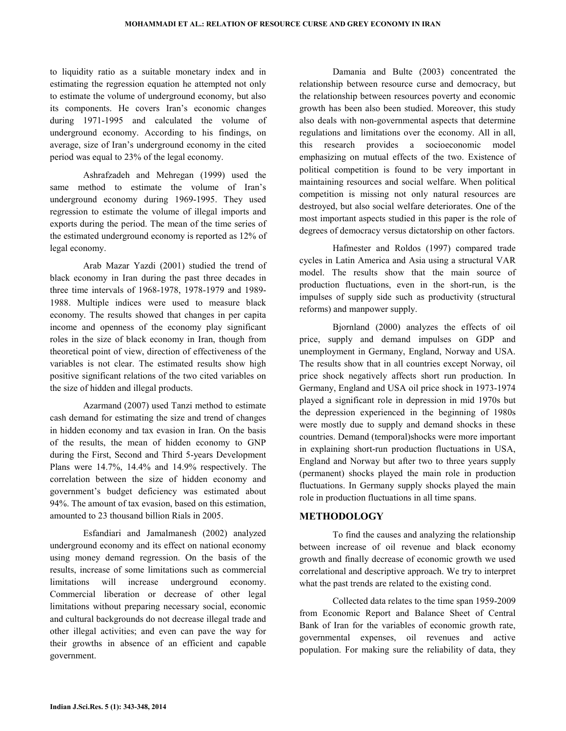to liquidity ratio as a suitable monetary index and in estimating the regression equation he attempted not only to estimate the volume of underground economy, but also its components. He covers Iran's economic changes during 1971-1995 and calculated the volume of underground economy. According to his findings, on average, size of Iran's underground economy in the cited period was equal to 23% of the legal economy.

Ashrafzadeh and Mehregan (1999) used the same method to estimate the volume of Iran's underground economy during 1969-1995. They used regression to estimate the volume of illegal imports and exports during the period. The mean of the time series of the estimated underground economy is reported as 12% of legal economy.

Arab Mazar Yazdi (2001) studied the trend of black economy in Iran during the past three decades in three time intervals of 1968-1978, 1978-1979 and 1989-1988. Multiple indices were used to measure black economy. The results showed that changes in per capita income and openness of the economy play significant roles in the size of black economy in Iran, though from theoretical point of view, direction of effectiveness of the variables is not clear. The estimated results show high positive significant relations of the two cited variables on the size of hidden and illegal products.

Azarmand (2007) used Tanzi method to estimate cash demand for estimating the size and trend of changes in hidden economy and tax evasion in Iran. On the basis of the results, the mean of hidden economy to GNP during the First, Second and Third 5-years Development Plans were 14.7%, 14.4% and 14.9% respectively. The correlation between the size of hidden economy and government's budget deficiency was estimated about 94%. The amount of tax evasion, based on this estimation, amounted to 23 thousand billion Rials in 2005.

Esfandiari and Jamalmanesh (2002) analyzed underground economy and its effect on national economy using money demand regression. On the basis of the results, increase of some limitations such as commercial limitations will increase underground economy. Commercial liberation or decrease of other legal limitations without preparing necessary social, economic and cultural backgrounds do not decrease illegal trade and other illegal activities; and even can pave the way for their growths in absence of an efficient and capable government.

Damania and Bulte (2003) concentrated the relationship between resource curse and democracy, but the relationship between resources poverty and economic growth has been also been studied. Moreover, this study also deals with non-governmental aspects that determine regulations and limitations over the economy. All in all, this research provides a socioeconomic model emphasizing on mutual effects of the two. Existence of political competition is found to be very important in maintaining resources and social welfare. When political competition is missing not only natural resources are destroyed, but also social welfare deteriorates. One of the most important aspects studied in this paper is the role of degrees of democracy versus dictatorship on other factors.

Hafmester and Roldos (1997) compared trade cycles in Latin America and Asia using a structural VAR model. The results show that the main source of production fluctuations, even in the short-run, is the impulses of supply side such as productivity (structural reforms) and manpower supply.

Bjornland (2000) analyzes the effects of oil price, supply and demand impulses on GDP and unemployment in Germany, England, Norway and USA. The results show that in all countries except Norway, oil price shock negatively affects short run production. In Germany, England and USA oil price shock in 1973-1974 played a significant role in depression in mid 1970s but the depression experienced in the beginning of 1980s were mostly due to supply and demand shocks in these countries. Demand (temporal)shocks were more important in explaining short-run production fluctuations in USA, England and Norway but after two to three years supply (permanent) shocks played the main role in production fluctuations. In Germany supply shocks played the main role in production fluctuations in all time spans.

## METHODOLOGY

To find the causes and analyzing the relationship between increase of oil revenue and black economy growth and finally decrease of economic growth we used correlational and descriptive approach. We try to interpret what the past trends are related to the existing cond.

Collected data relates to the time span 1959-2009 from Economic Report and Balance Sheet of Central Bank of Iran for the variables of economic growth rate, governmental expenses, oil revenues and active population. For making sure the reliability of data, they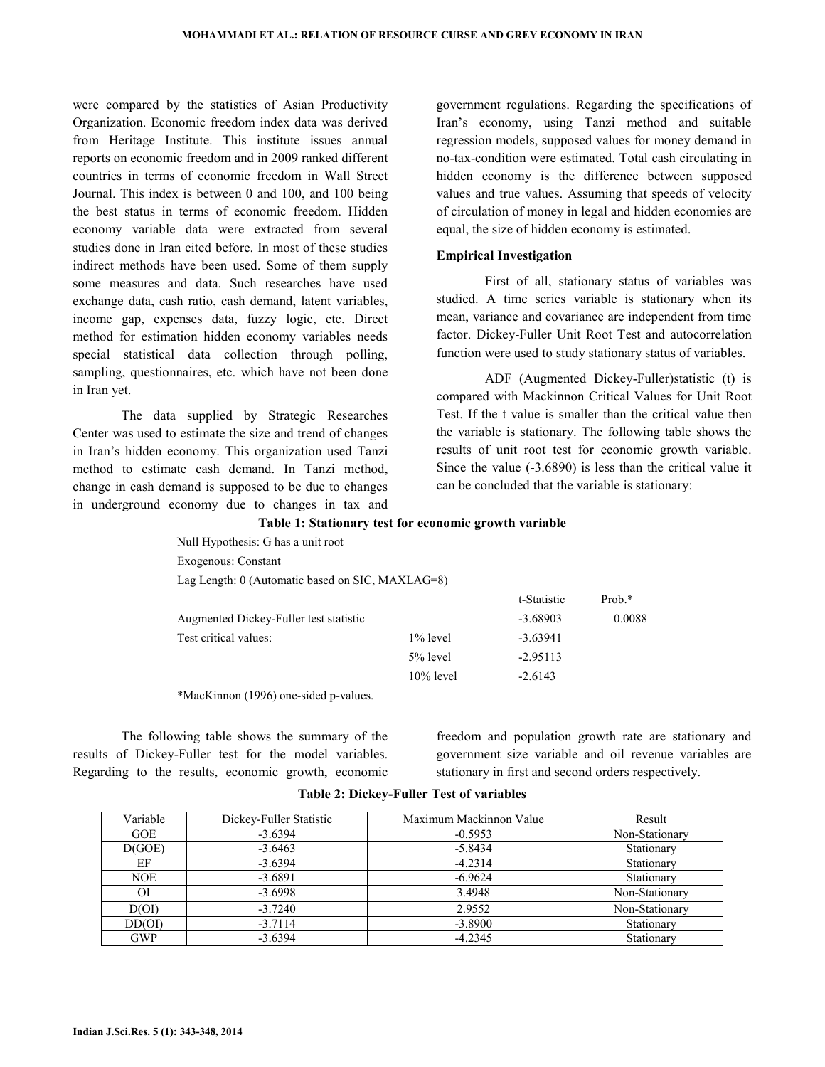were compared by the statistics of Asian Productivity Organization. Economic freedom index data was derived from Heritage Institute. This institute issues annual reports on economic freedom and in 2009 ranked different countries in terms of economic freedom in Wall Street Journal. This index is between 0 and 100, and 100 being the best status in terms of economic freedom. Hidden economy variable data were extracted from several studies done in Iran cited before. In most of these studies indirect methods have been used. Some of them supply some measures and data. Such researches have used exchange data, cash ratio, cash demand, latent variables, income gap, expenses data, fuzzy logic, etc. Direct method for estimation hidden economy variables needs special statistical data collection through polling, sampling, questionnaires, etc. which have not been done in Iran yet.

The data supplied by Strategic Researches Center was used to estimate the size and trend of changes in Iran's hidden economy. This organization used Tanzi method to estimate cash demand. In Tanzi method, change in cash demand is supposed to be due to changes in underground economy due to changes in tax and government regulations. Regarding the specifications of Iran's economy, using Tanzi method and suitable regression models, supposed values for money demand in no-tax-condition were estimated. Total cash circulating in hidden economy is the difference between supposed values and true values. Assuming that speeds of velocity of circulation of money in legal and hidden economies are equal, the size of hidden economy is estimated.

### Empirical Investigation

First of all, stationary status of variables was studied. A time series variable is stationary when its mean, variance and covariance are independent from time factor. Dickey-Fuller Unit Root Test and autocorrelation function were used to study stationary status of variables.

ADF (Augmented Dickey-Fuller)statistic (t) is compared with Mackinnon Critical Values for Unit Root Test. If the t value is smaller than the critical value then the variable is stationary. The following table shows the results of unit root test for economic growth variable. Since the value (-3.6890) is less than the critical value it can be concluded that the variable is stationary:

**Table 1: Stationary test for economic growth variable**

Null Hypothesis: G has a unit root

Exogenous: Constant

Lag Length: 0 (Automatic based on SIC, MAXLAG=8)

| | | t-Statistic | Prob.* |
|---|---|---|---|
| Augmented Dickey-Fuller test statistic | | -3.68903 | 0.0088 |
| Test critical values: | 1% level | -3.63941 | |
| | 5% level | -2.95113 | |
| | 10% level | -2.6143 | |

*MacKinnon (1996) one-sided p-values.

The following table shows the summary of the results of Dickey-Fuller test for the model variables. Regarding to the results, economic growth, economic freedom and population growth rate are stationary and government size variable and oil revenue variables are stationary in first and second orders respectively.

**Table 2: Dickey-Fuller Test of variables**

| Variable | Dickey-Fuller Statistic | Maximum Mackinnon Value | Result |
|---|---|---|---|
| GOE | -3.6394 | -0.5953 | Non-Stationary |
| D(GOE) | -3.6463 | -5.8434 | Stationary |
| EF | -3.6394 | -4.2314 | Stationary |
| NOE | -3.6891 | -6.9624 | Stationary |
| OI | -3.6998 | 3.4948 | Non-Stationary |
| D(OI) | -3.7240 | 2.9552 | Non-Stationary |
| DD(OI) | -3.7114 | -3.8900 | Stationary |
| GWP | -3.6394 | -4.2345 | Stationary |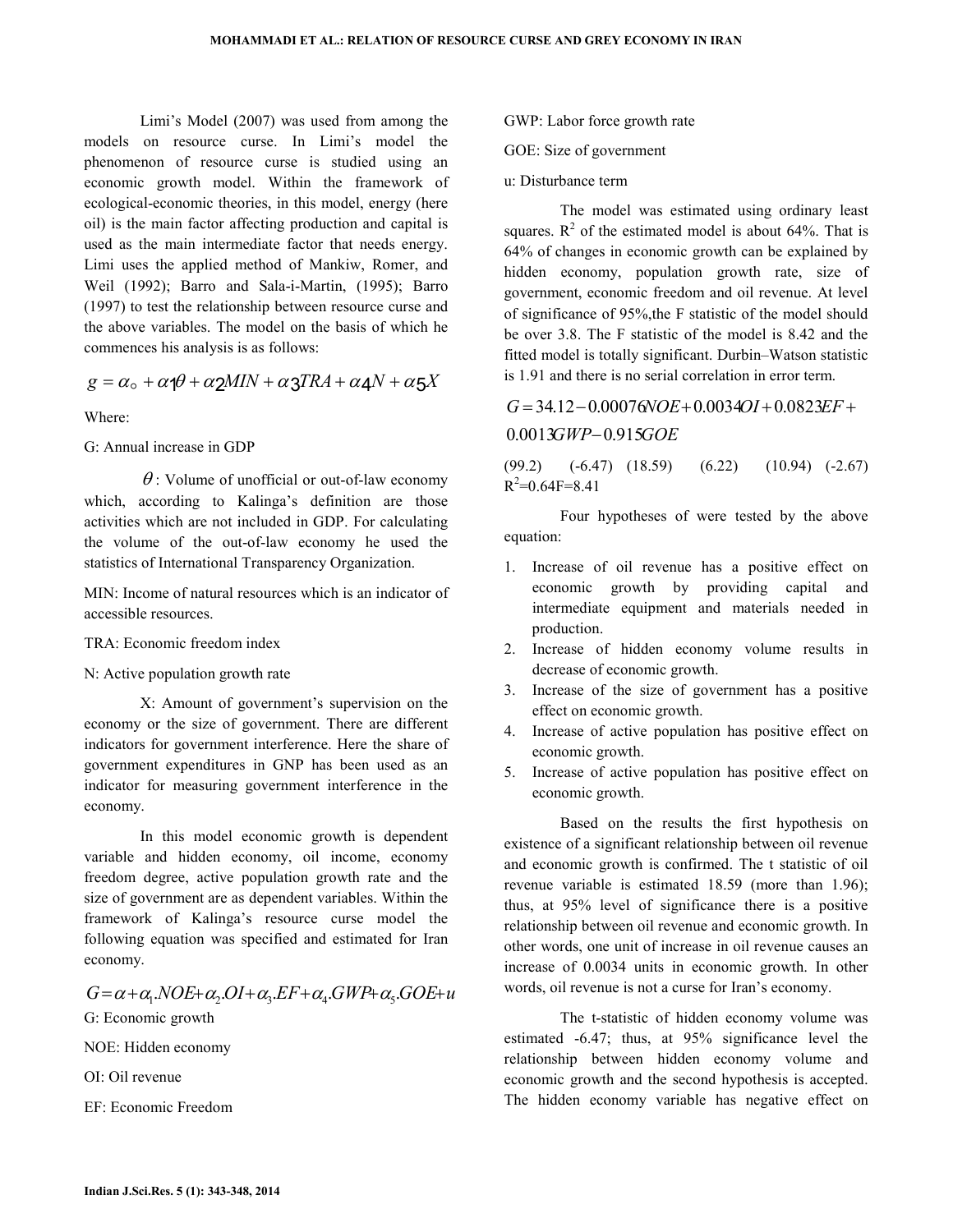Limi's Model (2007) was used from among the models on resource curse. In Limi's model the phenomenon of resource curse is studied using an economic growth model. Within the framework of ecological-economic theories, in this model, energy (here oil) is the main factor affecting production and capital is used as the main intermediate factor that needs energy. Limi uses the applied method of Mankiw, Romer, and Weil (1992); Barro and Sala-i-Martin, (1995); Barro (1997) to test the relationship between resource curse and the above variables. The model on the basis of which he commences his analysis is as follows:

$$g = \alpha_\circ + \alpha 1\theta + \alpha 2MIN + \alpha 3TRA + \alpha 4N + \alpha 5X$$

Where:

G: Annual increase in GDP

$\theta$: Volume of unofficial or out-of-law economy which, according to Kalinga's definition are those activities which are not included in GDP. For calculating the volume of the out-of-law economy he used the statistics of International Transparency Organization.

MIN: Income of natural resources which is an indicator of accessible resources.

TRA: Economic freedom index

N: Active population growth rate

X: Amount of government's supervision on the economy or the size of government. There are different indicators for government interference. Here the share of government expenditures in GNP has been used as an indicator for measuring government interference in the economy.

In this model economic growth is dependent variable and hidden economy, oil income, economy freedom degree, active population growth rate and the size of government are as dependent variables. Within the framework of Kalinga's resource curse model the following equation was specified and estimated for Iran economy.

$$G = \alpha + \alpha_1.NOE + \alpha_2.OI + \alpha_3.EF + \alpha_4.GWP + \alpha_5.GOE + u$$

G: Economic growth

NOE: Hidden economy

OI: Oil revenue

EF: Economic Freedom

GWP: Labor force growth rate

GOE: Size of government

u: Disturbance term

The model was estimated using ordinary least squares. $R^2$ of the estimated model is about 64%. That is 64% of changes in economic growth can be explained by hidden economy, population growth rate, size of government, economic freedom and oil revenue. At level of significance of 95%,the F statistic of the model should be over 3.8. The F statistic of the model is 8.42 and the fitted model is totally significant. Durbin–Watson statistic is 1.91 and there is no serial correlation in error term.

$$G = 34.12 - 0.00076NOE + 0.0034OI + 0.0823EF + 0.0013GWP - 0.915GOE$$

(99.2) (-6.47) (18.59) (6.22) (10.94) (-2.67)
$R^2$=0.64F=8.41

Four hypotheses of were tested by the above equation:

1. Increase of oil revenue has a positive effect on economic growth by providing capital and intermediate equipment and materials needed in production.
2. Increase of hidden economy volume results in decrease of economic growth.
3. Increase of the size of government has a positive effect on economic growth.
4. Increase of active population has positive effect on economic growth.
5. Increase of active population has positive effect on economic growth.

Based on the results the first hypothesis on existence of a significant relationship between oil revenue and economic growth is confirmed. The t statistic of oil revenue variable is estimated 18.59 (more than 1.96); thus, at 95% level of significance there is a positive relationship between oil revenue and economic growth. In other words, one unit of increase in oil revenue causes an increase of 0.0034 units in economic growth. In other words, oil revenue is not a curse for Iran's economy.

The t-statistic of hidden economy volume was estimated -6.47; thus, at 95% significance level the relationship between hidden economy volume and economic growth and the second hypothesis is accepted. The hidden economy variable has negative effect on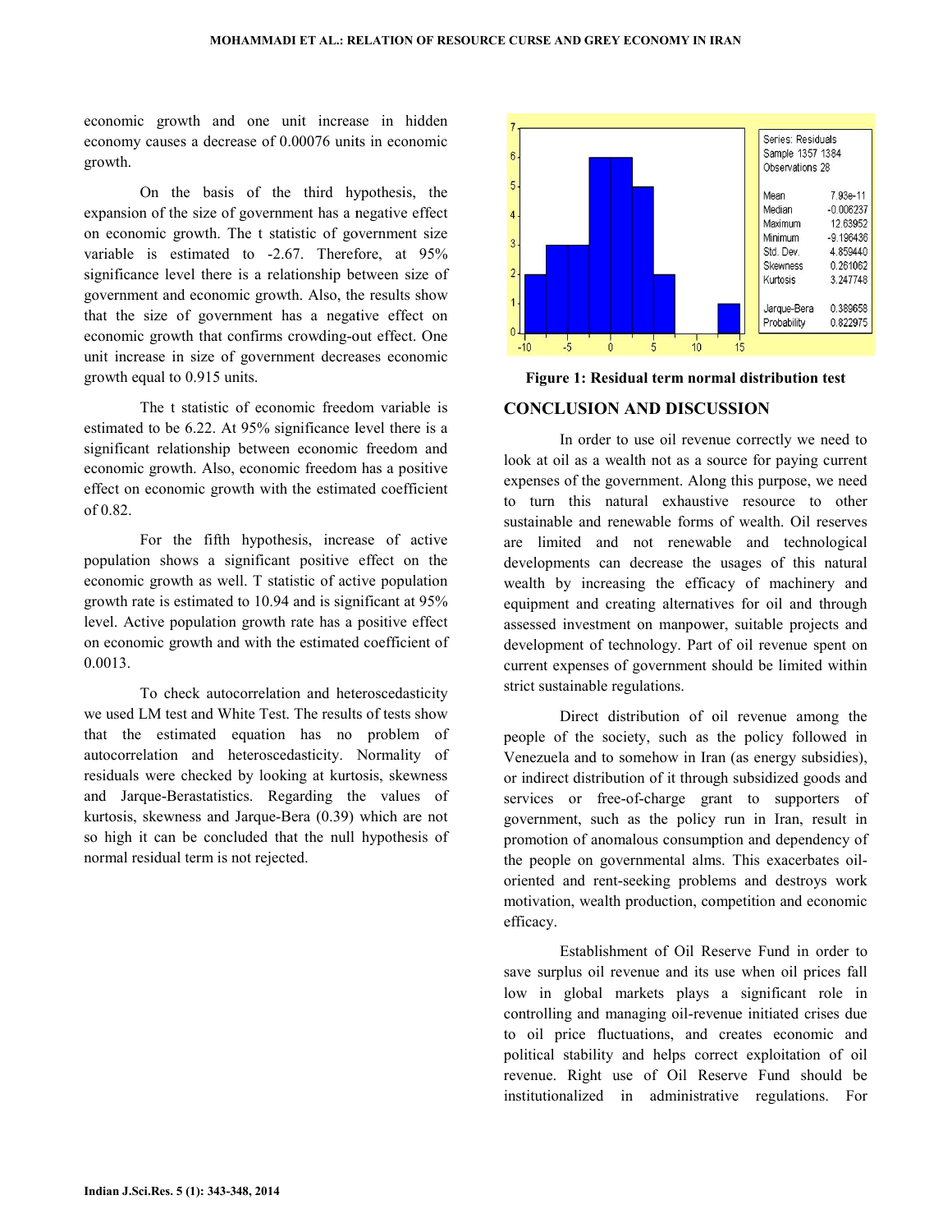economic growth and one unit increase in hidden economy causes a decrease of 0.00076 units in economic growth.

On the basis of the third hypothesis, the expansion of the size of government has a negative effect on economic growth. The t statistic of government size variable is estimated to -2.67. Therefore, at 95% significance level there is a relationship between size of government and economic growth. Also, the results show that the size of government has a negative effect on economic growth that confirms crowding-out effect. One unit increase in size of government decreases economic growth equal to 0.915 units.

The t statistic of economic freedom variable is estimated to be 6.22. At 95% significance level there is a significant relationship between economic freedom and economic growth. Also, economic freedom has a positive effect on economic growth with the estimated coefficient of 0.82.

For the fifth hypothesis, increase of active population shows a significant positive effect on the economic growth as well. T statistic of active population growth rate is estimated to 10.94 and is significant at 95% level. Active population growth rate has a positive effect on economic growth and with the estimated coefficient of 0.0013.

To check autocorrelation and heteroscedasticity we used LM test and White Test. The results of tests show that the estimated equation has no problem of autocorrelation and heteroscedasticity. Normality of residuals were checked by looking at kurtosis, skewness and Jarque-Berastatistics. Regarding the values of kurtosis, skewness and Jarque-Bera (0.39) which are not so high it can be concluded that the null hypothesis of normal residual term is not rejected.

| Series: Residuals | |
|---|---|
| Sample 1357 1384 | |
| Observations 28 | |
| Mean | 7.93e-11 |
| Median | -0.006237 |
| Maximum | 12.63952 |
| Minimum | -9.196436 |
| Std. Dev. | 4.859440 |
| Skewness | 0.261062 |
| Kurtosis | 3.247748 |
| Jarque-Bera | 0.389658 |
| Probability | 0.822975 |

**Figure 1: Residual term normal distribution test**

## CONCLUSION AND DISCUSSION

In order to use oil revenue correctly we need to look at oil as a wealth not as a source for paying current expenses of the government. Along this purpose, we need to turn this natural exhaustive resource to other sustainable and renewable forms of wealth. Oil reserves are limited and not renewable and technological developments can decrease the usages of this natural wealth by increasing the efficacy of machinery and equipment and creating alternatives for oil and through assessed investment on manpower, suitable projects and development of technology. Part of oil revenue spent on current expenses of government should be limited within strict sustainable regulations.

Direct distribution of oil revenue among the people of the society, such as the policy followed in Venezuela and to somehow in Iran (as energy subsidies), or indirect distribution of it through subsidized goods and services or free-of-charge grant to supporters of government, such as the policy run in Iran, result in promotion of anomalous consumption and dependency of the people on governmental alms. This exacerbates oil-oriented and rent-seeking problems and destroys work motivation, wealth production, competition and economic efficacy.

Establishment of Oil Reserve Fund in order to save surplus oil revenue and its use when oil prices fall low in global markets plays a significant role in controlling and managing oil-revenue initiated crises due to oil price fluctuations, and creates economic and political stability and helps correct exploitation of oil revenue. Right use of Oil Reserve Fund should be institutionalized in administrative regulations. For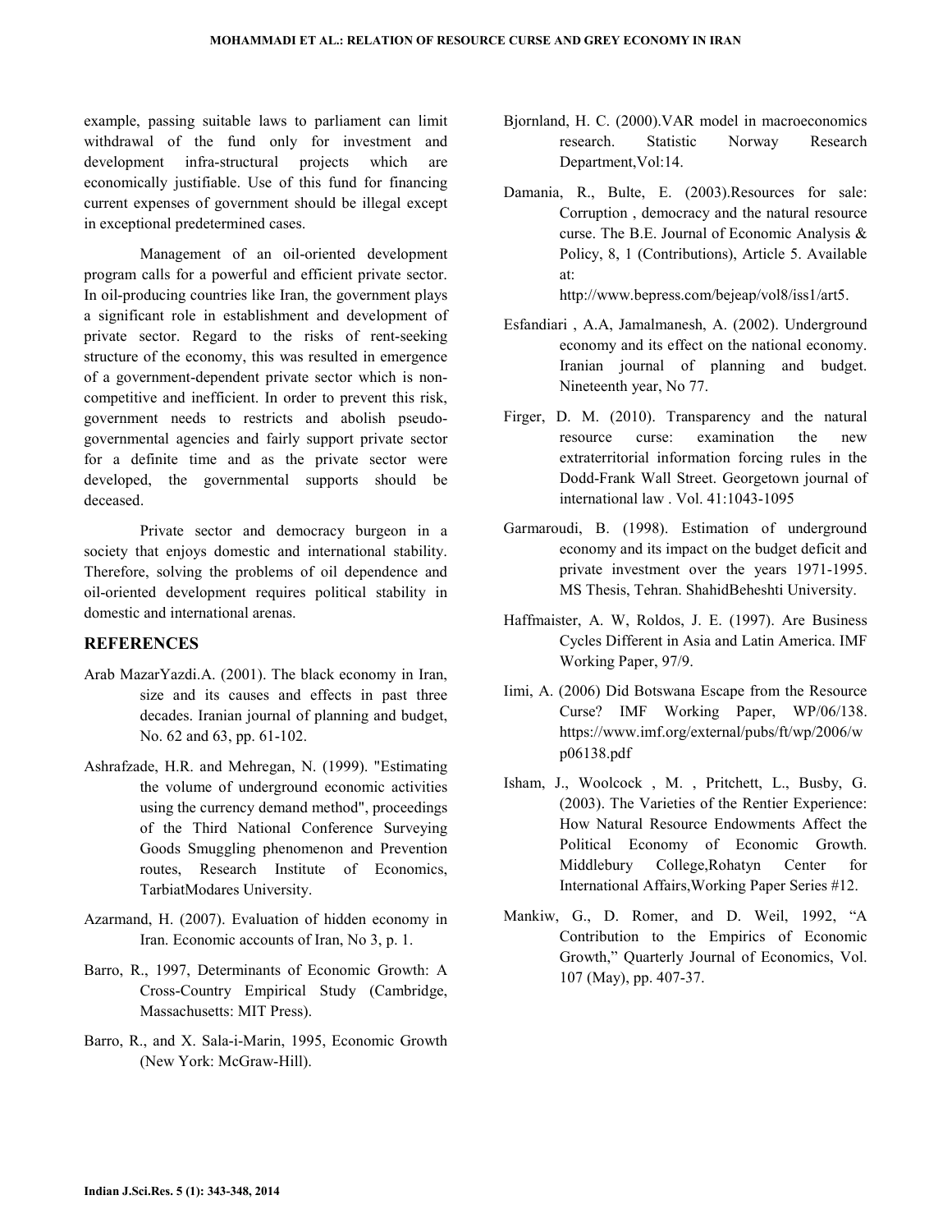example, passing suitable laws to parliament can limit withdrawal of the fund only for investment and development infra-structural projects which are economically justifiable. Use of this fund for financing current expenses of government should be illegal except in exceptional predetermined cases.

Management of an oil-oriented development program calls for a powerful and efficient private sector. In oil-producing countries like Iran, the government plays a significant role in establishment and development of private sector. Regard to the risks of rent-seeking structure of the economy, this was resulted in emergence of a government-dependent private sector which is non-competitive and inefficient. In order to prevent this risk, government needs to restricts and abolish pseudo-governmental agencies and fairly support private sector for a definite time and as the private sector were developed, the governmental supports should be deceased.

Private sector and democracy burgeon in a society that enjoys domestic and international stability. Therefore, solving the problems of oil dependence and oil-oriented development requires political stability in domestic and international arenas.

## REFERENCES

Arab MazarYazdi.A. (2001). The black economy in Iran, size and its causes and effects in past three decades. Iranian journal of planning and budget, No. 62 and 63, pp. 61-102.

Ashrafzade, H.R. and Mehregan, N. (1999). "Estimating the volume of underground economic activities using the currency demand method", proceedings of the Third National Conference Surveying Goods Smuggling phenomenon and Prevention routes, Research Institute of Economics, TarbiatModares University.

Azarmand, H. (2007). Evaluation of hidden economy in Iran. Economic accounts of Iran, No 3, p. 1.

Barro, R., 1997, Determinants of Economic Growth: A Cross-Country Empirical Study (Cambridge, Massachusetts: MIT Press).

Barro, R., and X. Sala-i-Marin, 1995, Economic Growth (New York: McGraw-Hill).

Bjornland, H. C. (2000).VAR model in macroeconomics research. Statistic Norway Research Department,Vol:14.

Damania, R., Bulte, E. (2003).Resources for sale: Corruption , democracy and the natural resource curse. The B.E. Journal of Economic Analysis & Policy, 8, 1 (Contributions), Article 5. Available at: http://www.bepress.com/bejeap/vol8/iss1/art5.

Esfandiari , A.A, Jamalmanesh, A. (2002). Underground economy and its effect on the national economy. Iranian journal of planning and budget. Nineteenth year, No 77.

Firger, D. M. (2010). Transparency and the natural resource curse: examination the new extraterritorial information forcing rules in the Dodd-Frank Wall Street. Georgetown journal of international law . Vol. 41:1043-1095

Garmaroudi, B. (1998). Estimation of underground economy and its impact on the budget deficit and private investment over the years 1971-1995. MS Thesis, Tehran. ShahidBeheshti University.

Haffmaister, A. W, Roldos, J. E. (1997). Are Business Cycles Different in Asia and Latin America. IMF Working Paper, 97/9.

Iimi, A. (2006) Did Botswana Escape from the Resource Curse? IMF Working Paper, WP/06/138. https://www.imf.org/external/pubs/ft/wp/2006/wp06138.pdf

Isham, J., Woolcock , M. , Pritchett, L., Busby, G. (2003). The Varieties of the Rentier Experience: How Natural Resource Endowments Affect the Political Economy of Economic Growth. Middlebury College,Rohatyn Center for International Affairs,Working Paper Series #12.

Mankiw, G., D. Romer, and D. Weil, 1992, "A Contribution to the Empirics of Economic Growth," Quarterly Journal of Economics, Vol. 107 (May), pp. 407-37.